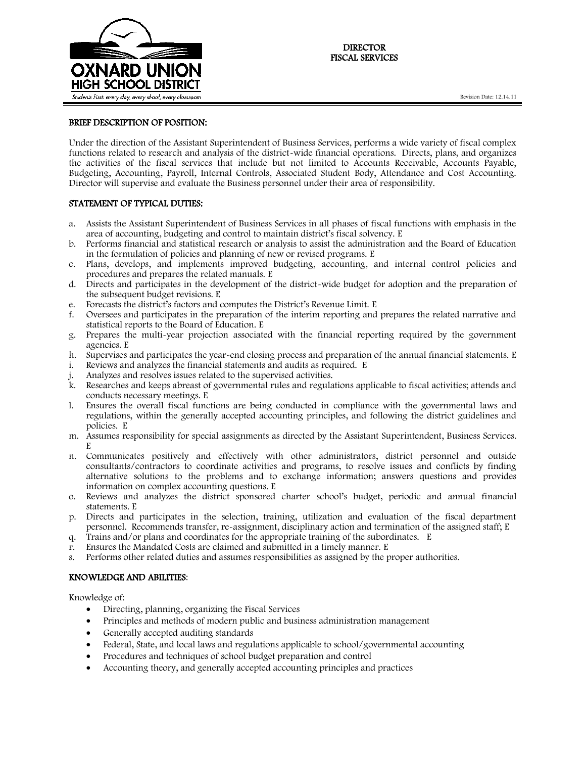OXNARD UNION HIGH SCHOOL DISTRICT

Students First: every day, every shool, every classroom

# DIRECTOR
# FISCAL SERVICES

Revision Date: 12.14.11

## BRIEF DESCRIPTION OF POSITION:

Under the direction of the Assistant Superintendent of Business Services, performs a wide variety of fiscal complex functions related to research and analysis of the district-wide financial operations. Directs, plans, and organizes the activities of the fiscal services that include but not limited to Accounts Receivable, Accounts Payable, Budgeting, Accounting, Payroll, Internal Controls, Associated Student Body, Attendance and Cost Accounting. Director will supervise and evaluate the Business personnel under their area of responsibility.

## STATEMENT OF TYPICAL DUTIES:

a. Assists the Assistant Superintendent of Business Services in all phases of fiscal functions with emphasis in the area of accounting, budgeting and control to maintain district's fiscal solvency. E
b. Performs financial and statistical research or analysis to assist the administration and the Board of Education in the formulation of policies and planning of new or revised programs. E
c. Plans, develops, and implements improved budgeting, accounting, and internal control policies and procedures and prepares the related manuals. E
d. Directs and participates in the development of the district-wide budget for adoption and the preparation of the subsequent budget revisions. E
e. Forecasts the district's factors and computes the District's Revenue Limit. E
f. Oversees and participates in the preparation of the interim reporting and prepares the related narrative and statistical reports to the Board of Education. E
g. Prepares the multi-year projection associated with the financial reporting required by the government agencies. E
h. Supervises and participates the year-end closing process and preparation of the annual financial statements. E
i. Reviews and analyzes the financial statements and audits as required. E
j. Analyzes and resolves issues related to the supervised activities.
k. Researches and keeps abreast of governmental rules and regulations applicable to fiscal activities; attends and conducts necessary meetings. E
l. Ensures the overall fiscal functions are being conducted in compliance with the governmental laws and regulations, within the generally accepted accounting principles, and following the district guidelines and policies. E
m. Assumes responsibility for special assignments as directed by the Assistant Superintendent, Business Services. E
n. Communicates positively and effectively with other administrators, district personnel and outside consultants/contractors to coordinate activities and programs, to resolve issues and conflicts by finding alternative solutions to the problems and to exchange information; answers questions and provides information on complex accounting questions. E
o. Reviews and analyzes the district sponsored charter school's budget, periodic and annual financial statements. E
p. Directs and participates in the selection, training, utilization and evaluation of the fiscal department personnel. Recommends transfer, re-assignment, disciplinary action and termination of the assigned staff; E
q. Trains and/or plans and coordinates for the appropriate training of the subordinates. E
r. Ensures the Mandated Costs are claimed and submitted in a timely manner. E
s. Performs other related duties and assumes responsibilities as assigned by the proper authorities.

## KNOWLEDGE AND ABILITIES:

Knowledge of:

- Directing, planning, organizing the Fiscal Services
- Principles and methods of modern public and business administration management
- Generally accepted auditing standards
- Federal, State, and local laws and regulations applicable to school/governmental accounting
- Procedures and techniques of school budget preparation and control
- Accounting theory, and generally accepted accounting principles and practices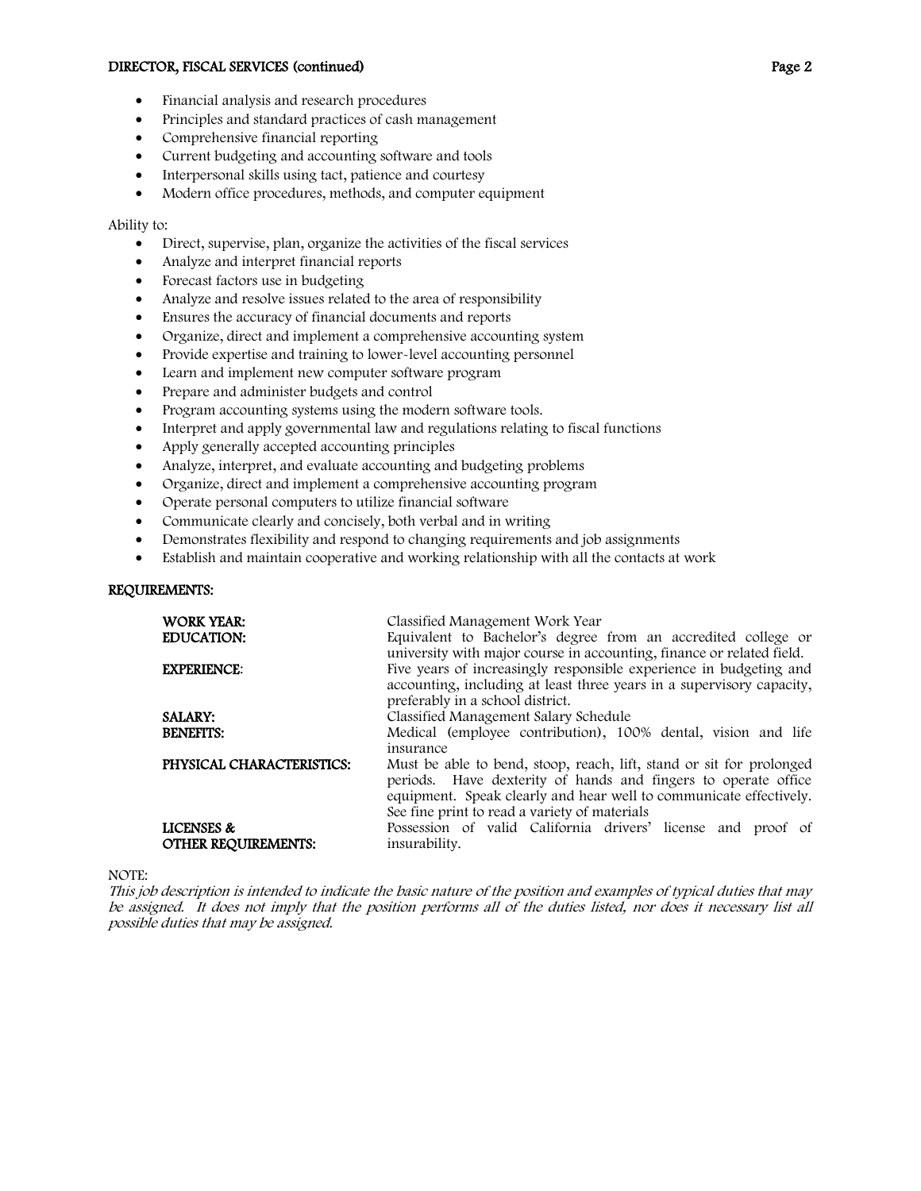- Financial analysis and research procedures
- Principles and standard practices of cash management
- Comprehensive financial reporting
- Current budgeting and accounting software and tools
- Interpersonal skills using tact, patience and courtesy
- Modern office procedures, methods, and computer equipment

Ability to:

- Direct, supervise, plan, organize the activities of the fiscal services
- Analyze and interpret financial reports
- Forecast factors use in budgeting
- Analyze and resolve issues related to the area of responsibility
- Ensures the accuracy of financial documents and reports
- Organize, direct and implement a comprehensive accounting system
- Provide expertise and training to lower-level accounting personnel
- Learn and implement new computer software program
- Prepare and administer budgets and control
- Program accounting systems using the modern software tools.
- Interpret and apply governmental law and regulations relating to fiscal functions
- Apply generally accepted accounting principles
- Analyze, interpret, and evaluate accounting and budgeting problems
- Organize, direct and implement a comprehensive accounting program
- Operate personal computers to utilize financial software
- Communicate clearly and concisely, both verbal and in writing
- Demonstrates flexibility and respond to changing requirements and job assignments
- Establish and maintain cooperative and working relationship with all the contacts at work

## REQUIREMENTS:

| | |
|---|---|
| **WORK YEAR:** | Classified Management Work Year |
| **EDUCATION:** | Equivalent to Bachelor's degree from an accredited college or university with major course in accounting, finance or related field. |
| **EXPERIENCE:** | Five years of increasingly responsible experience in budgeting and accounting, including at least three years in a supervisory capacity, preferably in a school district. |
| **SALARY:** | Classified Management Salary Schedule |
| **BENEFITS:** | Medical (employee contribution), 100% dental, vision and life insurance |
| **PHYSICAL CHARACTERISTICS:** | Must be able to bend, stoop, reach, lift, stand or sit for prolonged periods. Have dexterity of hands and fingers to operate office equipment. Speak clearly and hear well to communicate effectively. See fine print to read a variety of materials |
| **LICENSES & OTHER REQUIREMENTS:** | Possession of valid California drivers' license and proof of insurability. |

NOTE:

*This job description is intended to indicate the basic nature of the position and examples of typical duties that may be assigned. It does not imply that the position performs all of the duties listed, nor does it necessary list all possible duties that may be assigned.*